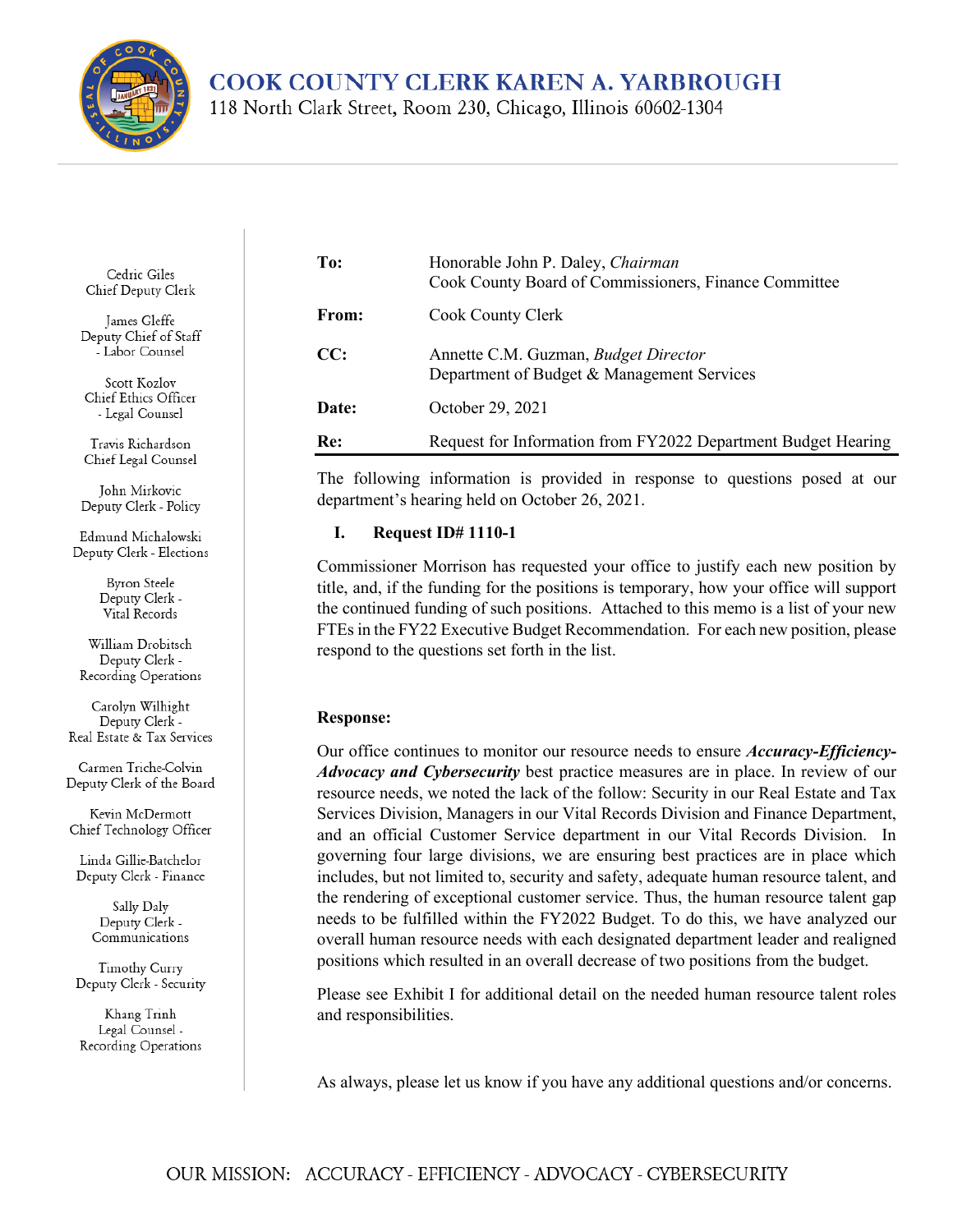# COOK COUNTY CLERK KAREN A. YARBROUGH

118 North Clark Street, Room 230, Chicago, Illinois 60602-1304

Cedric Giles
Chief Deputy Clerk

James Gleffe
Deputy Chief of Staff
- Labor Counsel

Scott Kozlov
Chief Ethics Officer
- Legal Counsel

Travis Richardson
Chief Legal Counsel

John Mirkovic
Deputy Clerk - Policy

Edmund Michalowski
Deputy Clerk - Elections

Byron Steele
Deputy Clerk -
Vital Records

William Drobitsch
Deputy Clerk -
Recording Operations

Carolyn Wilhight
Deputy Clerk -
Real Estate & Tax Services

Carmen Triche-Colvin
Deputy Clerk of the Board

Kevin McDermott
Chief Technology Officer

Linda Gillie-Batchelor
Deputy Clerk - Finance

Sally Daly
Deputy Clerk -
Communications

Timothy Curry
Deputy Clerk - Security

Khang Trinh
Legal Counsel -
Recording Operations

| | |
|---|---|
| **To:** | Honorable John P. Daley, *Chairman*<br>Cook County Board of Commissioners, Finance Committee |
| **From:** | Cook County Clerk |
| **CC:** | Annette C.M. Guzman, *Budget Director*<br>Department of Budget & Management Services |
| **Date:** | October 29, 2021 |
| **Re:** | Request for Information from FY2022 Department Budget Hearing |

The following information is provided in response to questions posed at our department's hearing held on October 26, 2021.

## I. Request ID# 1110-1

Commissioner Morrison has requested your office to justify each new position by title, and, if the funding for the positions is temporary, how your office will support the continued funding of such positions. Attached to this memo is a list of your new FTEs in the FY22 Executive Budget Recommendation. For each new position, please respond to the questions set forth in the list.

**Response:**

Our office continues to monitor our resource needs to ensure ***Accuracy-Efficiency-Advocacy and Cybersecurity*** best practice measures are in place. In review of our resource needs, we noted the lack of the follow: Security in our Real Estate and Tax Services Division, Managers in our Vital Records Division and Finance Department, and an official Customer Service department in our Vital Records Division. In governing four large divisions, we are ensuring best practices are in place which includes, but not limited to, security and safety, adequate human resource talent, and the rendering of exceptional customer service. Thus, the human resource talent gap needs to be fulfilled within the FY2022 Budget. To do this, we have analyzed our overall human resource needs with each designated department leader and realigned positions which resulted in an overall decrease of two positions from the budget.

Please see Exhibit I for additional detail on the needed human resource talent roles and responsibilities.

As always, please let us know if you have any additional questions and/or concerns.

OUR MISSION: ACCURACY - EFFICIENCY - ADVOCACY - CYBERSECURITY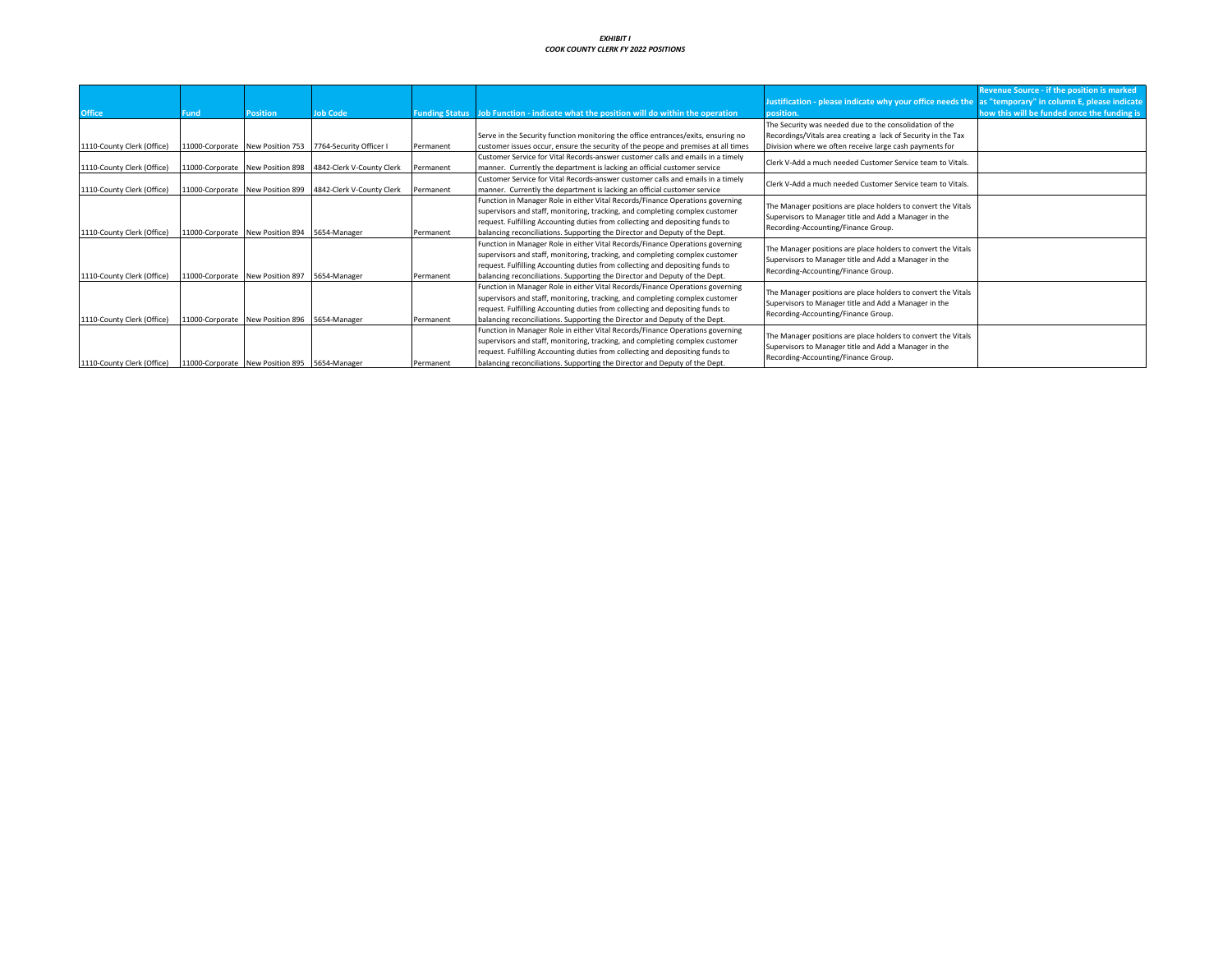*EXHIBIT I*
*COOK COUNTY CLERK FY 2022 POSITIONS*

| Office | Fund | Position | Job Code | Funding Status | Job Function - indicate what the position will do within the operation | Justification - please indicate why your office needs the position. | Revenue Source - if the position is marked as "temporary" in column E, please indicate how this will be funded once the funding is |
|---|---|---|---|---|---|---|---|
| 1110-County Clerk (Office) | 11000-Corporate | New Position 753 | 7764-Security Officer I | Permanent | Serve in the Security function monitoring the office entrances/exits, ensuring no customer issues occur, ensure the security of the peope and premises at all times | The Security was needed due to the consolidation of the Recordings/Vitals area creating a lack of Security in the Tax Division where we often receive large cash payments for | |
| 1110-County Clerk (Office) | 11000-Corporate | New Position 898 | 4842-Clerk V-County Clerk | Permanent | Customer Service for Vital Records-answer customer calls and emails in a timely manner. Currently the department is lacking an official customer service | Clerk V-Add a much needed Customer Service team to Vitals. | |
| 1110-County Clerk (Office) | 11000-Corporate | New Position 899 | 4842-Clerk V-County Clerk | Permanent | Customer Service for Vital Records-answer customer calls and emails in a timely manner. Currently the department is lacking an official customer service | Clerk V-Add a much needed Customer Service team to Vitals. | |
| 1110-County Clerk (Office) | 11000-Corporate | New Position 894 | 5654-Manager | Permanent | Function in Manager Role in either Vital Records/Finance Operations governing supervisors and staff, monitoring, tracking, and completing complex customer request. Fulfilling Accounting duties from collecting and depositing funds to balancing reconciliations. Supporting the Director and Deputy of the Dept. | The Manager positions are place holders to convert the Vitals Supervisors to Manager title and Add a Manager in the Recording-Accounting/Finance Group. | |
| 1110-County Clerk (Office) | 11000-Corporate | New Position 897 | 5654-Manager | Permanent | Function in Manager Role in either Vital Records/Finance Operations governing supervisors and staff, monitoring, tracking, and completing complex customer request. Fulfilling Accounting duties from collecting and depositing funds to balancing reconciliations. Supporting the Director and Deputy of the Dept. | The Manager positions are place holders to convert the Vitals Supervisors to Manager title and Add a Manager in the Recording-Accounting/Finance Group. | |
| 1110-County Clerk (Office) | 11000-Corporate | New Position 896 | 5654-Manager | Permanent | Function in Manager Role in either Vital Records/Finance Operations governing supervisors and staff, monitoring, tracking, and completing complex customer request. Fulfilling Accounting duties from collecting and depositing funds to balancing reconciliations. Supporting the Director and Deputy of the Dept. | The Manager positions are place holders to convert the Vitals Supervisors to Manager title and Add a Manager in the Recording-Accounting/Finance Group. | |
| 1110-County Clerk (Office) | 11000-Corporate | New Position 895 | 5654-Manager | Permanent | Function in Manager Role in either Vital Records/Finance Operations governing supervisors and staff, monitoring, tracking, and completing complex customer request. Fulfilling Accounting duties from collecting and depositing funds to balancing reconciliations. Supporting the Director and Deputy of the Dept. | The Manager positions are place holders to convert the Vitals Supervisors to Manager title and Add a Manager in the Recording-Accounting/Finance Group. | |